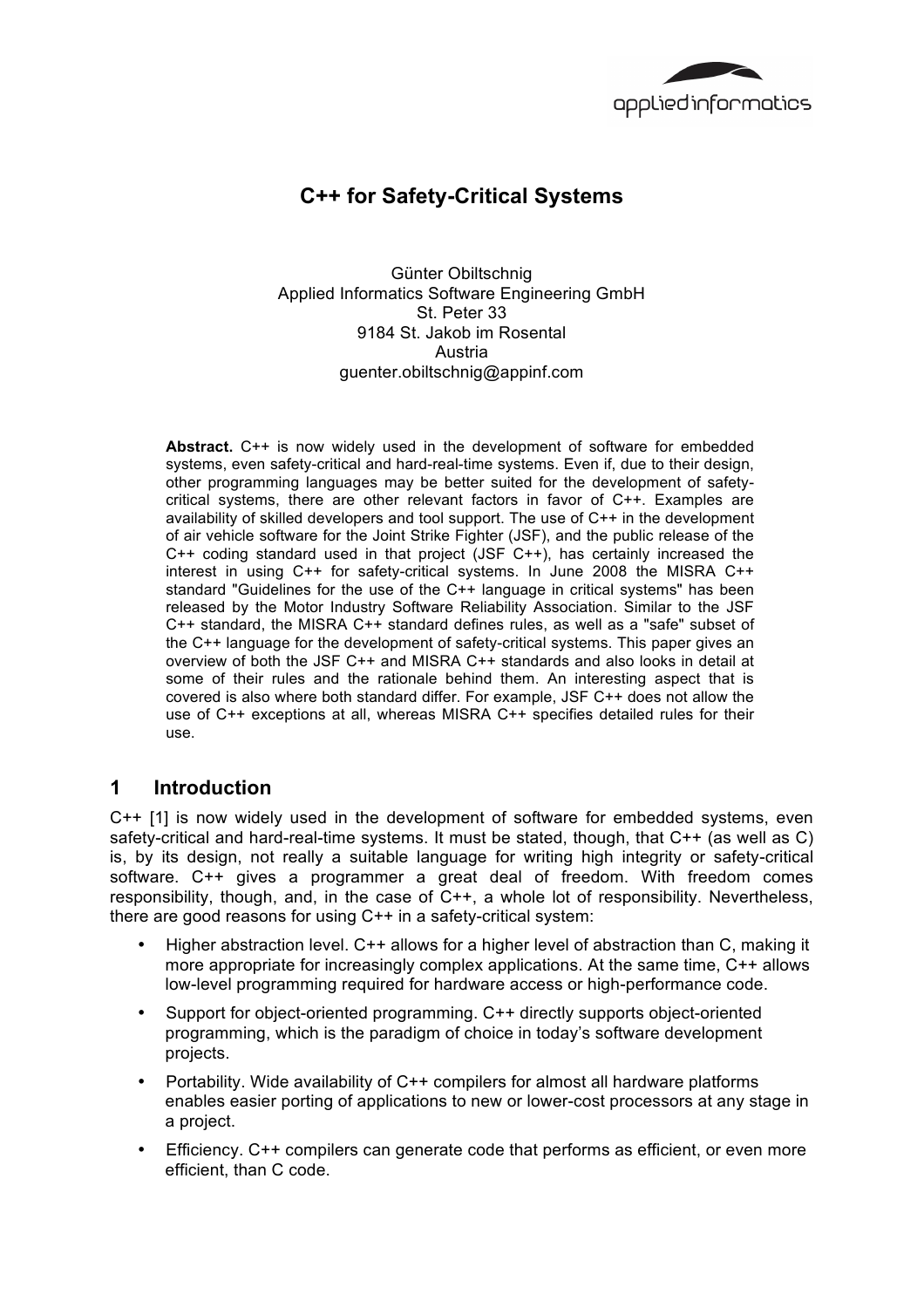# C++ for Safety-Critical Systems

Günter Obiltschnig
Applied Informatics Software Engineering GmbH
St. Peter 33
9184 St. Jakob im Rosental
Austria
guenter.obiltschnig@appinf.com

**Abstract.** C++ is now widely used in the development of software for embedded systems, even safety-critical and hard-real-time systems. Even if, due to their design, other programming languages may be better suited for the development of safety-critical systems, there are other relevant factors in favor of C++. Examples are availability of skilled developers and tool support. The use of C++ in the development of air vehicle software for the Joint Strike Fighter (JSF), and the public release of the C++ coding standard used in that project (JSF C++), has certainly increased the interest in using C++ for safety-critical systems. In June 2008 the MISRA C++ standard "Guidelines for the use of the C++ language in critical systems" has been released by the Motor Industry Software Reliability Association. Similar to the JSF C++ standard, the MISRA C++ standard defines rules, as well as a "safe" subset of the C++ language for the development of safety-critical systems. This paper gives an overview of both the JSF C++ and MISRA C++ standards and also looks in detail at some of their rules and the rationale behind them. An interesting aspect that is covered is also where both standard differ. For example, JSF C++ does not allow the use of C++ exceptions at all, whereas MISRA C++ specifies detailed rules for their use.

## 1 Introduction

C++ [1] is now widely used in the development of software for embedded systems, even safety-critical and hard-real-time systems. It must be stated, though, that C++ (as well as C) is, by its design, not really a suitable language for writing high integrity or safety-critical software. C++ gives a programmer a great deal of freedom. With freedom comes responsibility, though, and, in the case of C++, a whole lot of responsibility. Nevertheless, there are good reasons for using C++ in a safety-critical system:

- Higher abstraction level. C++ allows for a higher level of abstraction than C, making it more appropriate for increasingly complex applications. At the same time, C++ allows low-level programming required for hardware access or high-performance code.
- Support for object-oriented programming. C++ directly supports object-oriented programming, which is the paradigm of choice in today's software development projects.
- Portability. Wide availability of C++ compilers for almost all hardware platforms enables easier porting of applications to new or lower-cost processors at any stage in a project.
- Efficiency. C++ compilers can generate code that performs as efficient, or even more efficient, than C code.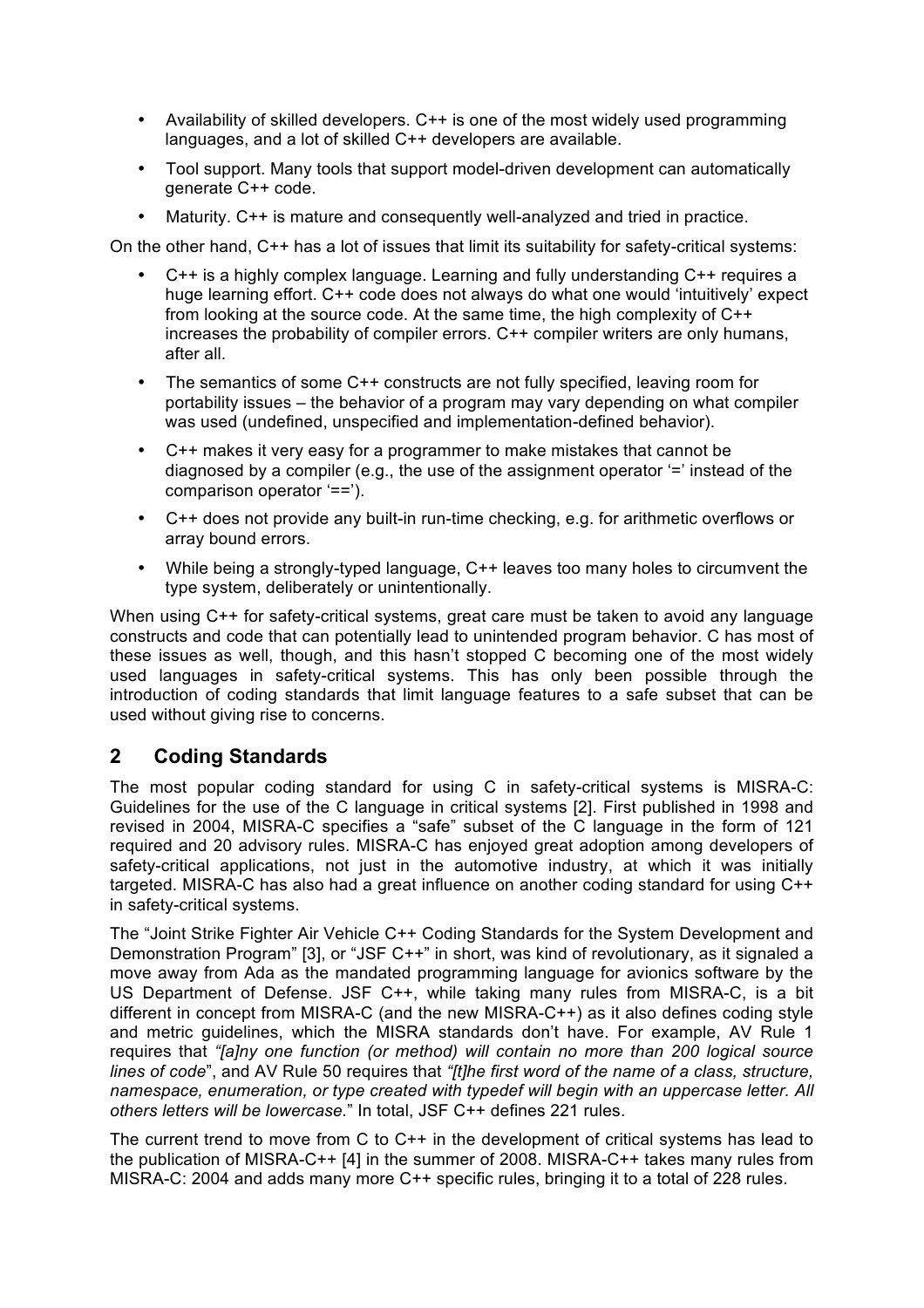- Availability of skilled developers. C++ is one of the most widely used programming languages, and a lot of skilled C++ developers are available.
- Tool support. Many tools that support model-driven development can automatically generate C++ code.
- Maturity. C++ is mature and consequently well-analyzed and tried in practice.

On the other hand, C++ has a lot of issues that limit its suitability for safety-critical systems:

- C++ is a highly complex language. Learning and fully understanding C++ requires a huge learning effort. C++ code does not always do what one would 'intuitively' expect from looking at the source code. At the same time, the high complexity of C++ increases the probability of compiler errors. C++ compiler writers are only humans, after all.
- The semantics of some C++ constructs are not fully specified, leaving room for portability issues – the behavior of a program may vary depending on what compiler was used (undefined, unspecified and implementation-defined behavior).
- C++ makes it very easy for a programmer to make mistakes that cannot be diagnosed by a compiler (e.g., the use of the assignment operator '=' instead of the comparison operator '==').
- C++ does not provide any built-in run-time checking, e.g. for arithmetic overflows or array bound errors.
- While being a strongly-typed language, C++ leaves too many holes to circumvent the type system, deliberately or unintentionally.

When using C++ for safety-critical systems, great care must be taken to avoid any language constructs and code that can potentially lead to unintended program behavior. C has most of these issues as well, though, and this hasn't stopped C becoming one of the most widely used languages in safety-critical systems. This has only been possible through the introduction of coding standards that limit language features to a safe subset that can be used without giving rise to concerns.

## 2 Coding Standards

The most popular coding standard for using C in safety-critical systems is MISRA-C: Guidelines for the use of the C language in critical systems [2]. First published in 1998 and revised in 2004, MISRA-C specifies a "safe" subset of the C language in the form of 121 required and 20 advisory rules. MISRA-C has enjoyed great adoption among developers of safety-critical applications, not just in the automotive industry, at which it was initially targeted. MISRA-C has also had a great influence on another coding standard for using C++ in safety-critical systems.

The "Joint Strike Fighter Air Vehicle C++ Coding Standards for the System Development and Demonstration Program" [3], or "JSF C++" in short, was kind of revolutionary, as it signaled a move away from Ada as the mandated programming language for avionics software by the US Department of Defense. JSF C++, while taking many rules from MISRA-C, is a bit different in concept from MISRA-C (and the new MISRA-C++) as it also defines coding style and metric guidelines, which the MISRA standards don't have. For example, AV Rule 1 requires that *"[a]ny one function (or method) will contain no more than 200 logical source lines of code"*, and AV Rule 50 requires that *"[t]he first word of the name of a class, structure, namespace, enumeration, or type created with typedef will begin with an uppercase letter. All others letters will be lowercase.*" In total, JSF C++ defines 221 rules.

The current trend to move from C to C++ in the development of critical systems has lead to the publication of MISRA-C++ [4] in the summer of 2008. MISRA-C++ takes many rules from MISRA-C: 2004 and adds many more C++ specific rules, bringing it to a total of 228 rules.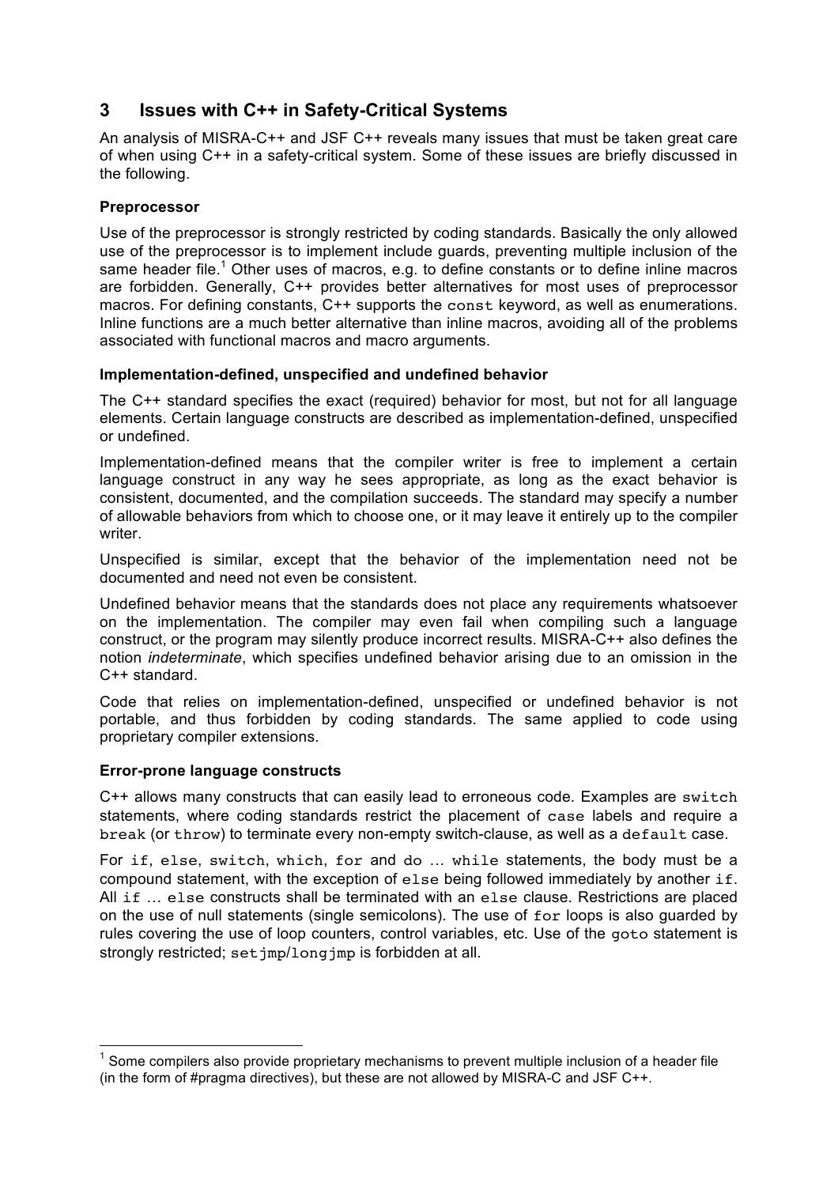## 3 Issues with C++ in Safety-Critical Systems

An analysis of MISRA-C++ and JSF C++ reveals many issues that must be taken great care of when using C++ in a safety-critical system. Some of these issues are briefly discussed in the following.

### Preprocessor

Use of the preprocessor is strongly restricted by coding standards. Basically the only allowed use of the preprocessor is to implement include guards, preventing multiple inclusion of the same header file.[1] Other uses of macros, e.g. to define constants or to define inline macros are forbidden. Generally, C++ provides better alternatives for most uses of preprocessor macros. For defining constants, C++ supports the `const` keyword, as well as enumerations. Inline functions are a much better alternative than inline macros, avoiding all of the problems associated with functional macros and macro arguments.

### Implementation-defined, unspecified and undefined behavior

The C++ standard specifies the exact (required) behavior for most, but not for all language elements. Certain language constructs are described as implementation-defined, unspecified or undefined.

Implementation-defined means that the compiler writer is free to implement a certain language construct in any way he sees appropriate, as long as the exact behavior is consistent, documented, and the compilation succeeds. The standard may specify a number of allowable behaviors from which to choose one, or it may leave it entirely up to the compiler writer.

Unspecified is similar, except that the behavior of the implementation need not be documented and need not even be consistent.

Undefined behavior means that the standards does not place any requirements whatsoever on the implementation. The compiler may even fail when compiling such a language construct, or the program may silently produce incorrect results. MISRA-C++ also defines the notion *indeterminate*, which specifies undefined behavior arising due to an omission in the C++ standard.

Code that relies on implementation-defined, unspecified or undefined behavior is not portable, and thus forbidden by coding standards. The same applied to code using proprietary compiler extensions.

### Error-prone language constructs

C++ allows many constructs that can easily lead to erroneous code. Examples are `switch` statements, where coding standards restrict the placement of `case` labels and require a `break` (or `throw`) to terminate every non-empty switch-clause, as well as a `default` case.

For `if`, `else`, `switch`, `which`, `for` and `do … while` statements, the body must be a compound statement, with the exception of `else` being followed immediately by another `if`. All `if … else` constructs shall be terminated with an `else` clause. Restrictions are placed on the use of null statements (single semicolons). The use of `for` loops is also guarded by rules covering the use of loop counters, control variables, etc. Use of the `goto` statement is strongly restricted; `setjmp`/`longjmp` is forbidden at all.

---

[1] Some compilers also provide proprietary mechanisms to prevent multiple inclusion of a header file (in the form of #pragma directives), but these are not allowed by MISRA-C and JSF C++.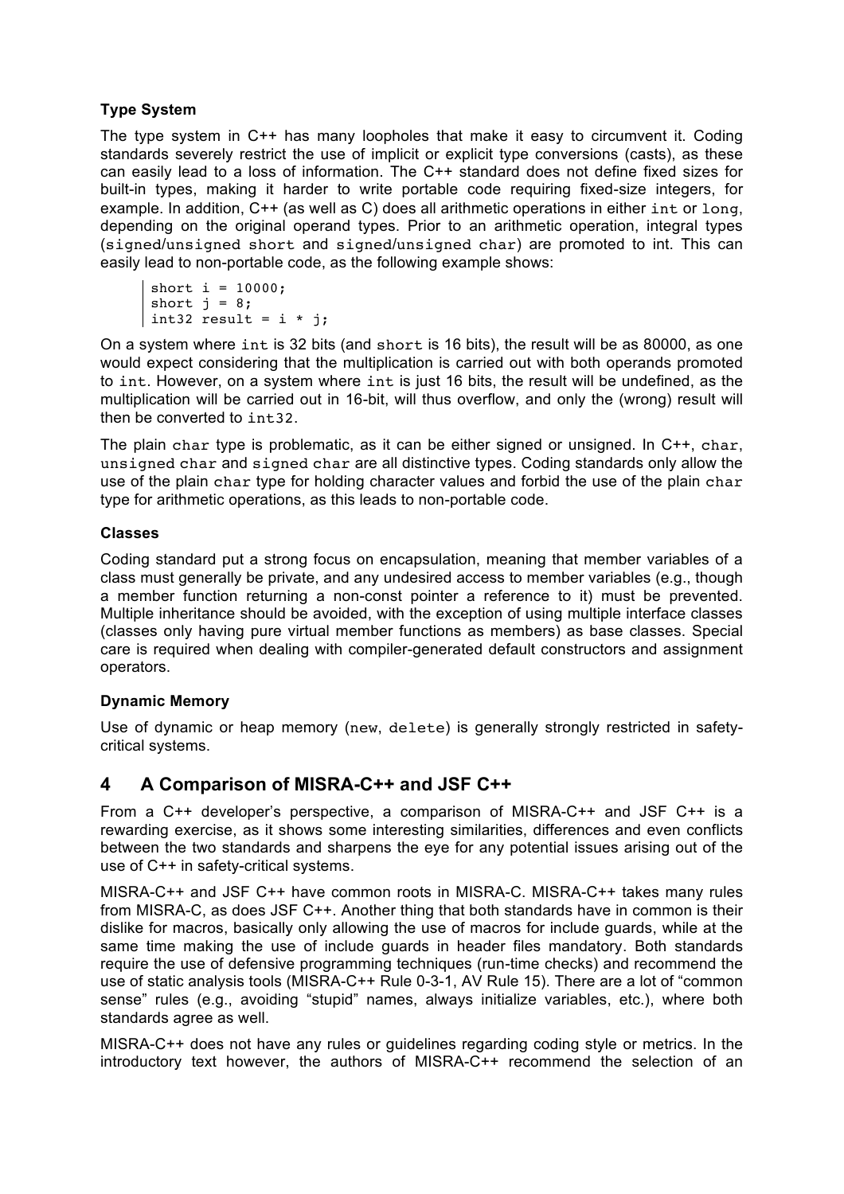### Type System

The type system in C++ has many loopholes that make it easy to circumvent it. Coding standards severely restrict the use of implicit or explicit type conversions (casts), as these can easily lead to a loss of information. The C++ standard does not define fixed sizes for built-in types, making it harder to write portable code requiring fixed-size integers, for example. In addition, C++ (as well as C) does all arithmetic operations in either `int` or `long`, depending on the original operand types. Prior to an arithmetic operation, integral types (`signed`/`unsigned short` and `signed`/`unsigned char`) are promoted to int. This can easily lead to non-portable code, as the following example shows:

```
short i = 10000;
short j = 8;
int32 result = i * j;
```

On a system where `int` is 32 bits (and `short` is 16 bits), the result will be as 80000, as one would expect considering that the multiplication is carried out with both operands promoted to `int`. However, on a system where `int` is just 16 bits, the result will be undefined, as the multiplication will be carried out in 16-bit, will thus overflow, and only the (wrong) result will then be converted to `int32`.

The plain `char` type is problematic, as it can be either signed or unsigned. In C++, `char`, `unsigned char` and `signed char` are all distinctive types. Coding standards only allow the use of the plain `char` type for holding character values and forbid the use of the plain `char` type for arithmetic operations, as this leads to non-portable code.

### Classes

Coding standard put a strong focus on encapsulation, meaning that member variables of a class must generally be private, and any undesired access to member variables (e.g., though a member function returning a non-const pointer a reference to it) must be prevented. Multiple inheritance should be avoided, with the exception of using multiple interface classes (classes only having pure virtual member functions as members) as base classes. Special care is required when dealing with compiler-generated default constructors and assignment operators.

### Dynamic Memory

Use of dynamic or heap memory (`new`, `delete`) is generally strongly restricted in safety-critical systems.

## 4 A Comparison of MISRA-C++ and JSF C++

From a C++ developer's perspective, a comparison of MISRA-C++ and JSF C++ is a rewarding exercise, as it shows some interesting similarities, differences and even conflicts between the two standards and sharpens the eye for any potential issues arising out of the use of C++ in safety-critical systems.

MISRA-C++ and JSF C++ have common roots in MISRA-C. MISRA-C++ takes many rules from MISRA-C, as does JSF C++. Another thing that both standards have in common is their dislike for macros, basically only allowing the use of macros for include guards, while at the same time making the use of include guards in header files mandatory. Both standards require the use of defensive programming techniques (run-time checks) and recommend the use of static analysis tools (MISRA-C++ Rule 0-3-1, AV Rule 15). There are a lot of "common sense" rules (e.g., avoiding "stupid" names, always initialize variables, etc.), where both standards agree as well.

MISRA-C++ does not have any rules or guidelines regarding coding style or metrics. In the introductory text however, the authors of MISRA-C++ recommend the selection of an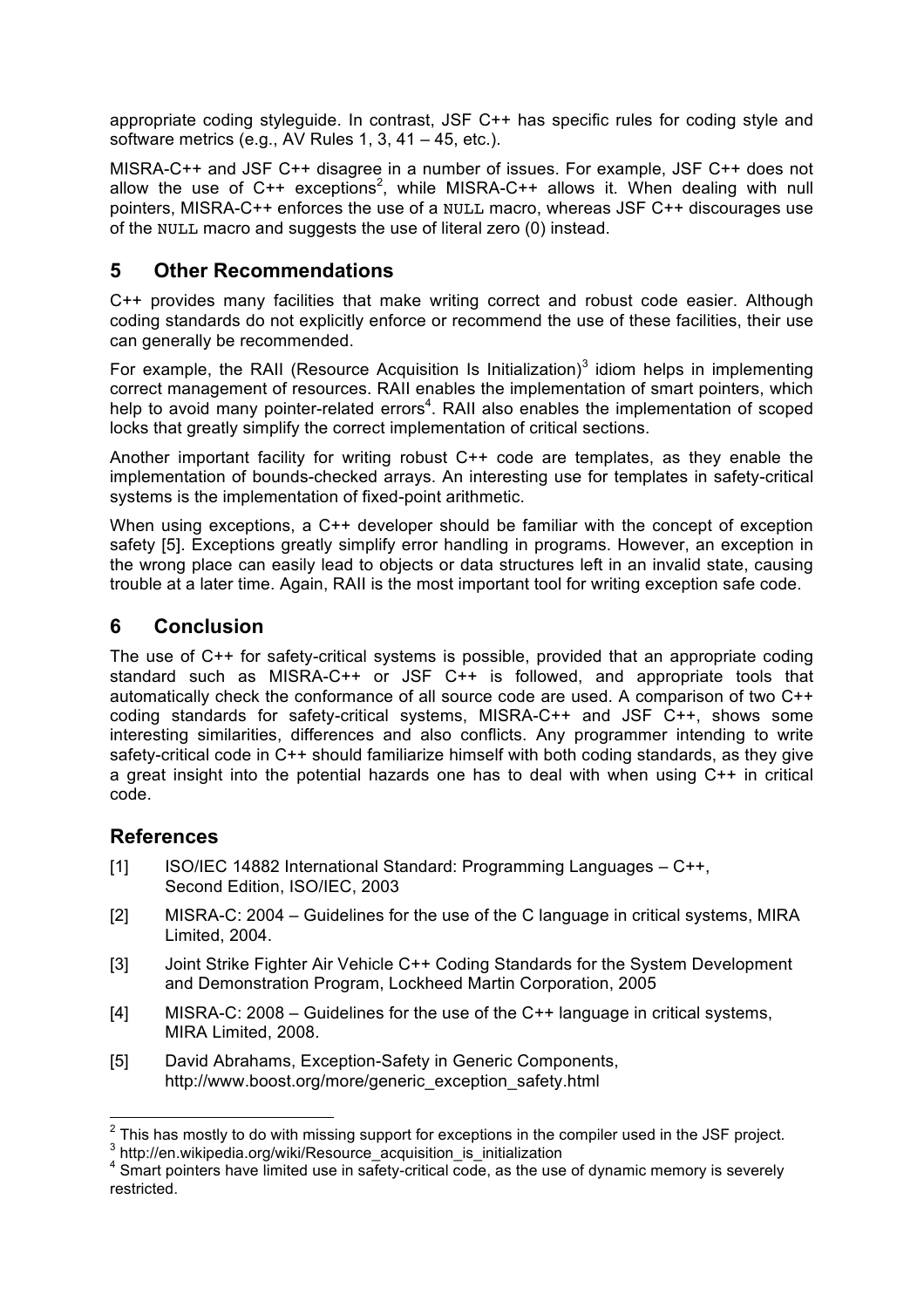appropriate coding styleguide. In contrast, JSF C++ has specific rules for coding style and software metrics (e.g., AV Rules 1, 3, 41 – 45, etc.).

MISRA-C++ and JSF C++ disagree in a number of issues. For example, JSF C++ does not allow the use of C++ exceptions[2], while MISRA-C++ allows it. When dealing with null pointers, MISRA-C++ enforces the use of a `NULL` macro, whereas JSF C++ discourages use of the `NULL` macro and suggests the use of literal zero (0) instead.

## 5 Other Recommendations

C++ provides many facilities that make writing correct and robust code easier. Although coding standards do not explicitly enforce or recommend the use of these facilities, their use can generally be recommended.

For example, the RAII (Resource Acquisition Is Initialization)[3] idiom helps in implementing correct management of resources. RAII enables the implementation of smart pointers, which help to avoid many pointer-related errors[4]. RAII also enables the implementation of scoped locks that greatly simplify the correct implementation of critical sections.

Another important facility for writing robust C++ code are templates, as they enable the implementation of bounds-checked arrays. An interesting use for templates in safety-critical systems is the implementation of fixed-point arithmetic.

When using exceptions, a C++ developer should be familiar with the concept of exception safety [5]. Exceptions greatly simplify error handling in programs. However, an exception in the wrong place can easily lead to objects or data structures left in an invalid state, causing trouble at a later time. Again, RAII is the most important tool for writing exception safe code.

## 6 Conclusion

The use of C++ for safety-critical systems is possible, provided that an appropriate coding standard such as MISRA-C++ or JSF C++ is followed, and appropriate tools that automatically check the conformance of all source code are used. A comparison of two C++ coding standards for safety-critical systems, MISRA-C++ and JSF C++, shows some interesting similarities, differences and also conflicts. Any programmer intending to write safety-critical code in C++ should familiarize himself with both coding standards, as they give a great insight into the potential hazards one has to deal with when using C++ in critical code.

## References

[1] ISO/IEC 14882 International Standard: Programming Languages – C++, Second Edition, ISO/IEC, 2003

[2] MISRA-C: 2004 – Guidelines for the use of the C language in critical systems, MIRA Limited, 2004.

[3] Joint Strike Fighter Air Vehicle C++ Coding Standards for the System Development and Demonstration Program, Lockheed Martin Corporation, 2005

[4] MISRA-C: 2008 – Guidelines for the use of the C++ language in critical systems, MIRA Limited, 2008.

[5] David Abrahams, Exception-Safety in Generic Components, http://www.boost.org/more/generic_exception_safety.html

---

[2] This has mostly to do with missing support for exceptions in the compiler used in the JSF project.

[3] http://en.wikipedia.org/wiki/Resource_acquisition_is_initialization

[4] Smart pointers have limited use in safety-critical code, as the use of dynamic memory is severely restricted.